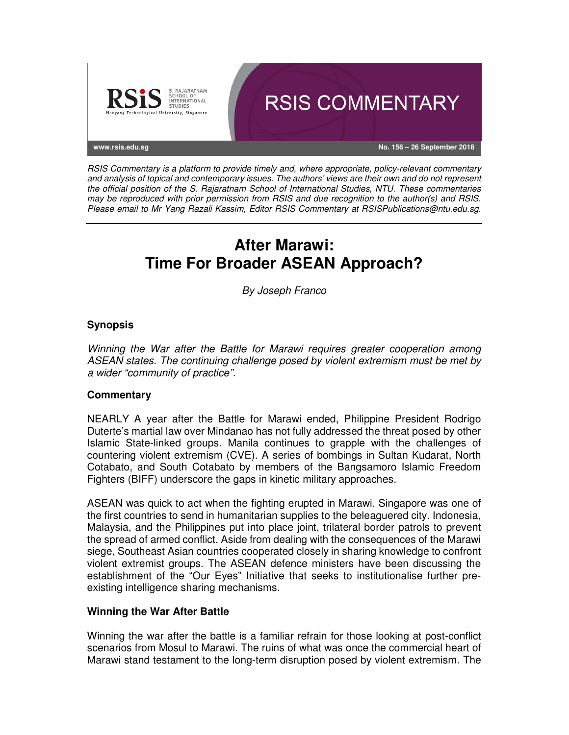RSIS COMMENTARY

www.rsis.edu.sg

No. 156 – 26 September 2018

*RSIS Commentary is a platform to provide timely and, where appropriate, policy-relevant commentary and analysis of topical and contemporary issues. The authors' views are their own and do not represent the official position of the S. Rajaratnam School of International Studies, NTU. These commentaries may be reproduced with prior permission from RSIS and due recognition to the author(s) and RSIS. Please email to Mr Yang Razali Kassim, Editor RSIS Commentary at RSISPublications@ntu.edu.sg.*

# After Marawi: Time For Broader ASEAN Approach?

*By Joseph Franco*

## Synopsis

*Winning the War after the Battle for Marawi requires greater cooperation among ASEAN states. The continuing challenge posed by violent extremism must be met by a wider "community of practice".*

## Commentary

NEARLY A year after the Battle for Marawi ended, Philippine President Rodrigo Duterte's martial law over Mindanao has not fully addressed the threat posed by other Islamic State-linked groups. Manila continues to grapple with the challenges of countering violent extremism (CVE). A series of bombings in Sultan Kudarat, North Cotabato, and South Cotabato by members of the Bangsamoro Islamic Freedom Fighters (BIFF) underscore the gaps in kinetic military approaches.

ASEAN was quick to act when the fighting erupted in Marawi. Singapore was one of the first countries to send in humanitarian supplies to the beleaguered city. Indonesia, Malaysia, and the Philippines put into place joint, trilateral border patrols to prevent the spread of armed conflict. Aside from dealing with the consequences of the Marawi siege, Southeast Asian countries cooperated closely in sharing knowledge to confront violent extremist groups. The ASEAN defence ministers have been discussing the establishment of the "Our Eyes" Initiative that seeks to institutionalise further pre-existing intelligence sharing mechanisms.

### Winning the War After Battle

Winning the war after the battle is a familiar refrain for those looking at post-conflict scenarios from Mosul to Marawi. The ruins of what was once the commercial heart of Marawi stand testament to the long-term disruption posed by violent extremism. The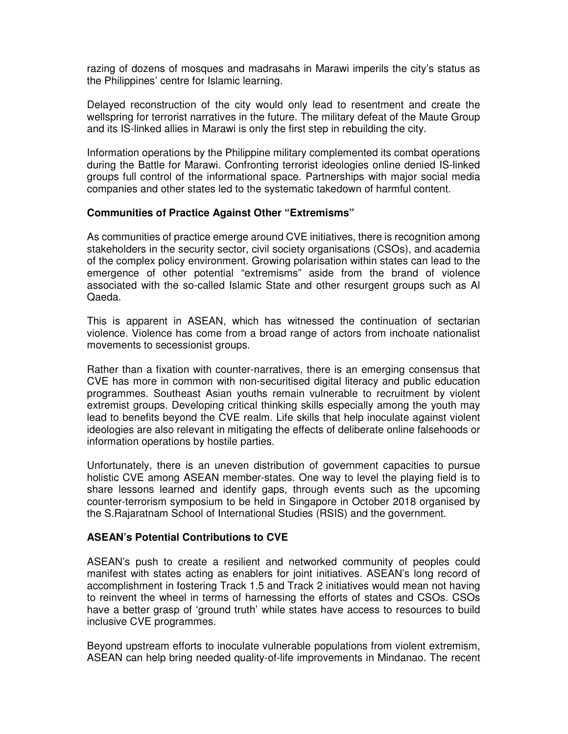razing of dozens of mosques and madrasahs in Marawi imperils the city's status as the Philippines' centre for Islamic learning.

Delayed reconstruction of the city would only lead to resentment and create the wellspring for terrorist narratives in the future. The military defeat of the Maute Group and its IS-linked allies in Marawi is only the first step in rebuilding the city.

Information operations by the Philippine military complemented its combat operations during the Battle for Marawi. Confronting terrorist ideologies online denied IS-linked groups full control of the informational space. Partnerships with major social media companies and other states led to the systematic takedown of harmful content.

**Communities of Practice Against Other "Extremisms"**

As communities of practice emerge around CVE initiatives, there is recognition among stakeholders in the security sector, civil society organisations (CSOs), and academia of the complex policy environment. Growing polarisation within states can lead to the emergence of other potential "extremisms" aside from the brand of violence associated with the so-called Islamic State and other resurgent groups such as Al Qaeda.

This is apparent in ASEAN, which has witnessed the continuation of sectarian violence. Violence has come from a broad range of actors from inchoate nationalist movements to secessionist groups.

Rather than a fixation with counter-narratives, there is an emerging consensus that CVE has more in common with non-securitised digital literacy and public education programmes. Southeast Asian youths remain vulnerable to recruitment by violent extremist groups. Developing critical thinking skills especially among the youth may lead to benefits beyond the CVE realm. Life skills that help inoculate against violent ideologies are also relevant in mitigating the effects of deliberate online falsehoods or information operations by hostile parties.

Unfortunately, there is an uneven distribution of government capacities to pursue holistic CVE among ASEAN member-states. One way to level the playing field is to share lessons learned and identify gaps, through events such as the upcoming counter-terrorism symposium to be held in Singapore in October 2018 organised by the S.Rajaratnam School of International Studies (RSIS) and the government.

**ASEAN's Potential Contributions to CVE**

ASEAN's push to create a resilient and networked community of peoples could manifest with states acting as enablers for joint initiatives. ASEAN's long record of accomplishment in fostering Track 1.5 and Track 2 initiatives would mean not having to reinvent the wheel in terms of harnessing the efforts of states and CSOs. CSOs have a better grasp of 'ground truth' while states have access to resources to build inclusive CVE programmes.

Beyond upstream efforts to inoculate vulnerable populations from violent extremism, ASEAN can help bring needed quality-of-life improvements in Mindanao. The recent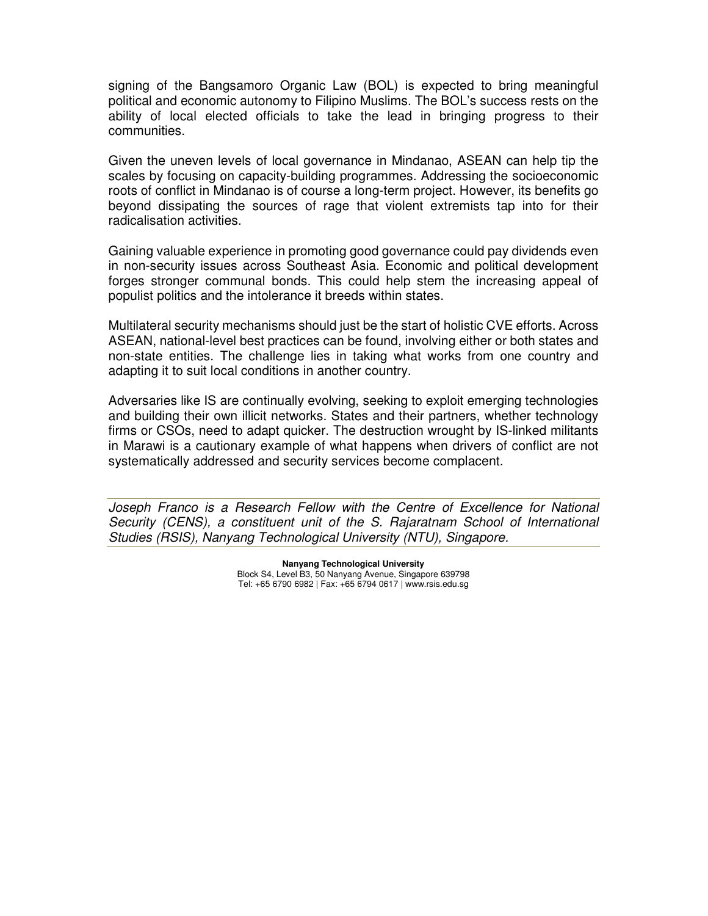signing of the Bangsamoro Organic Law (BOL) is expected to bring meaningful political and economic autonomy to Filipino Muslims. The BOL's success rests on the ability of local elected officials to take the lead in bringing progress to their communities.

Given the uneven levels of local governance in Mindanao, ASEAN can help tip the scales by focusing on capacity-building programmes. Addressing the socioeconomic roots of conflict in Mindanao is of course a long-term project. However, its benefits go beyond dissipating the sources of rage that violent extremists tap into for their radicalisation activities.

Gaining valuable experience in promoting good governance could pay dividends even in non-security issues across Southeast Asia. Economic and political development forges stronger communal bonds. This could help stem the increasing appeal of populist politics and the intolerance it breeds within states.

Multilateral security mechanisms should just be the start of holistic CVE efforts. Across ASEAN, national-level best practices can be found, involving either or both states and non-state entities. The challenge lies in taking what works from one country and adapting it to suit local conditions in another country.

Adversaries like IS are continually evolving, seeking to exploit emerging technologies and building their own illicit networks. States and their partners, whether technology firms or CSOs, need to adapt quicker. The destruction wrought by IS-linked militants in Marawi is a cautionary example of what happens when drivers of conflict are not systematically addressed and security services become complacent.

---

*Joseph Franco is a Research Fellow with the Centre of Excellence for National Security (CENS), a constituent unit of the S. Rajaratnam School of International Studies (RSIS), Nanyang Technological University (NTU), Singapore.*

---

**Nanyang Technological University**
Block S4, Level B3, 50 Nanyang Avenue, Singapore 639798
Tel: +65 6790 6982 | Fax: +65 6794 0617 | www.rsis.edu.sg